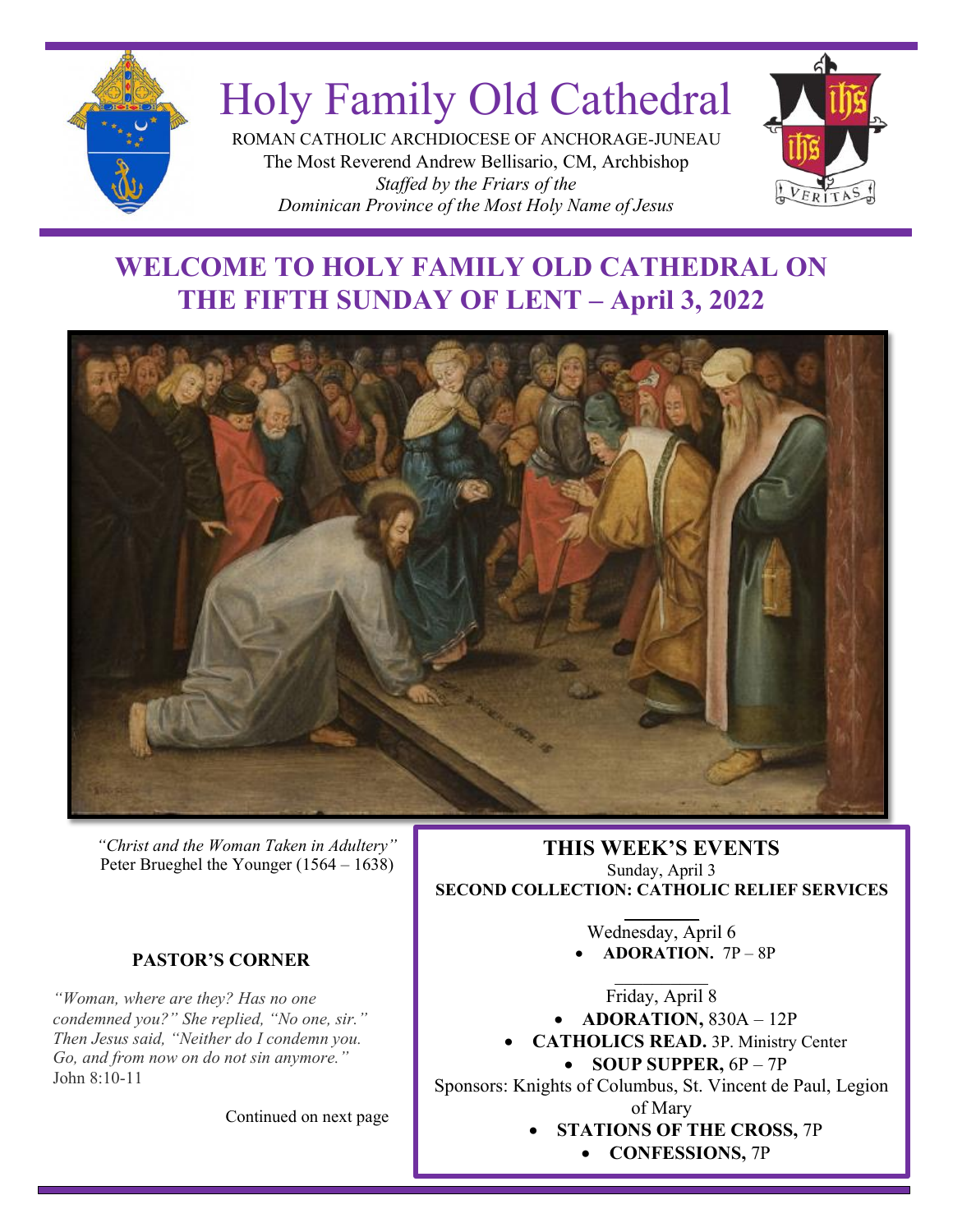# Holy Family Old Cathedral

ROMAN CATHOLIC ARCHDIOCESE OF ANCHORAGE-JUNEAU
The Most Reverend Andrew Bellisario, CM, Archbishop
*Staffed by the Friars of the*
*Dominican Province of the Most Holy Name of Jesus*

## WELCOME TO HOLY FAMILY OLD CATHEDRAL ON THE FIFTH SUNDAY OF LENT – April 3, 2022

*"Christ and the Woman Taken in Adultery"*
Peter Brueghel the Younger (1564 – 1638)

### PASTOR'S CORNER

*"Woman, where are they? Has no one condemned you?" She replied, "No one, sir." Then Jesus said, "Neither do I condemn you. Go, and from now on do not sin anymore."*
John 8:10-11

Continued on next page

### THIS WEEK'S EVENTS

Sunday, April 3
**SECOND COLLECTION: CATHOLIC RELIEF SERVICES**

Wednesday, April 6

- **ADORATION.** 7P – 8P

Friday, April 8

- **ADORATION,** 830A – 12P
- **CATHOLICS READ.** 3P. Ministry Center
- **SOUP SUPPER,** 6P – 7P

Sponsors: Knights of Columbus, St. Vincent de Paul, Legion of Mary

- **STATIONS OF THE CROSS,** 7P
- **CONFESSIONS,** 7P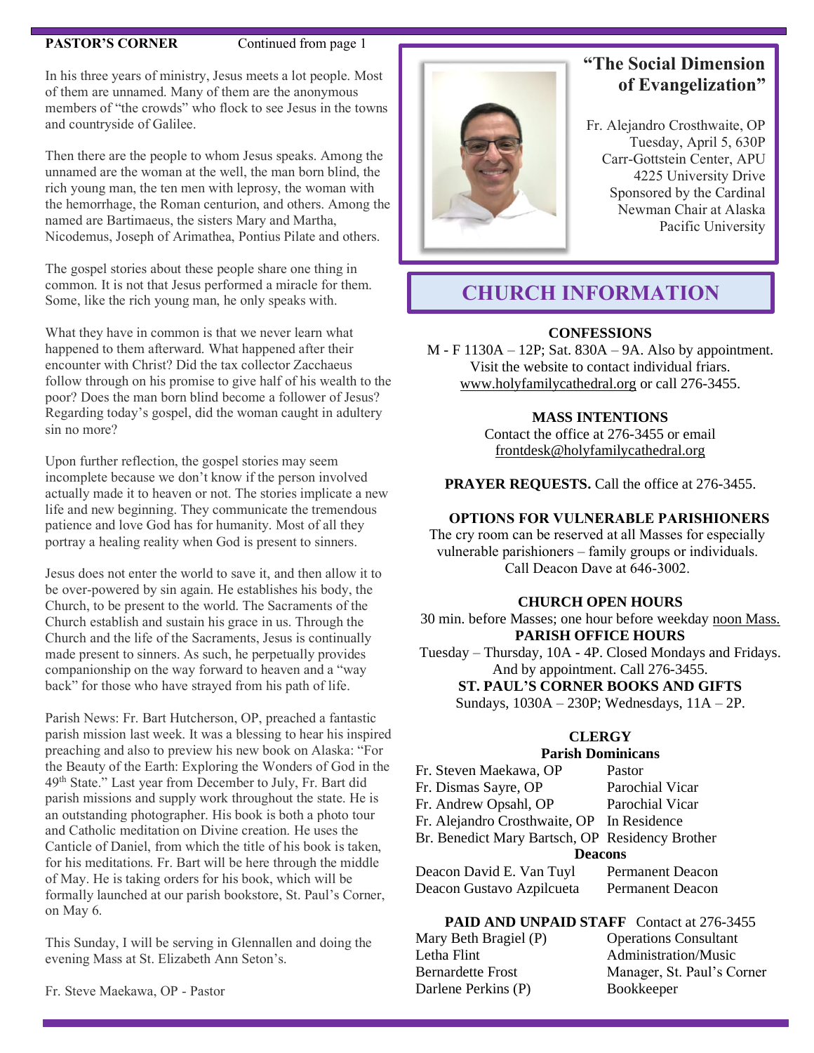## PASTOR'S CORNER

Continued from page 1

In his three years of ministry, Jesus meets a lot people. Most of them are unnamed. Many of them are the anonymous members of "the crowds" who flock to see Jesus in the towns and countryside of Galilee.

Then there are the people to whom Jesus speaks. Among the unnamed are the woman at the well, the man born blind, the rich young man, the ten men with leprosy, the woman with the hemorrhage, the Roman centurion, and others. Among the named are Bartimaeus, the sisters Mary and Martha, Nicodemus, Joseph of Arimathea, Pontius Pilate and others.

The gospel stories about these people share one thing in common. It is not that Jesus performed a miracle for them. Some, like the rich young man, he only speaks with.

What they have in common is that we never learn what happened to them afterward. What happened after their encounter with Christ? Did the tax collector Zacchaeus follow through on his promise to give half of his wealth to the poor? Does the man born blind become a follower of Jesus? Regarding today's gospel, did the woman caught in adultery sin no more?

Upon further reflection, the gospel stories may seem incomplete because we don't know if the person involved actually made it to heaven or not. The stories implicate a new life and new beginning. They communicate the tremendous patience and love God has for humanity. Most of all they portray a healing reality when God is present to sinners.

Jesus does not enter the world to save it, and then allow it to be over-powered by sin again. He establishes his body, the Church, to be present to the world. The Sacraments of the Church establish and sustain his grace in us. Through the Church and the life of the Sacraments, Jesus is continually made present to sinners. As such, he perpetually provides companionship on the way forward to heaven and a "way back" for those who have strayed from his path of life.

Parish News: Fr. Bart Hutcherson, OP, preached a fantastic parish mission last week. It was a blessing to hear his inspired preaching and also to preview his new book on Alaska: "For the Beauty of the Earth: Exploring the Wonders of God in the 49th State." Last year from December to July, Fr. Bart did parish missions and supply work throughout the state. He is an outstanding photographer. His book is both a photo tour and Catholic meditation on Divine creation. He uses the Canticle of Daniel, from which the title of his book is taken, for his meditations. Fr. Bart will be here through the middle of May. He is taking orders for his book, which will be formally launched at our parish bookstore, St. Paul's Corner, on May 6.

This Sunday, I will be serving in Glennallen and doing the evening Mass at St. Elizabeth Ann Seton's.

Fr. Steve Maekawa, OP - Pastor

## "The Social Dimension of Evangelization"

Fr. Alejandro Crosthwaite, OP
Tuesday, April 5, 630P
Carr-Gottstein Center, APU
4225 University Drive
Sponsored by the Cardinal Newman Chair at Alaska Pacific University

## CHURCH INFORMATION

**CONFESSIONS**

M - F 1130A – 12P; Sat. 830A – 9A. Also by appointment. Visit the website to contact individual friars. www.holyfamilycathedral.org or call 276-3455.

**MASS INTENTIONS**

Contact the office at 276-3455 or email frontdesk@holyfamilycathedral.org

**PRAYER REQUESTS.** Call the office at 276-3455.

**OPTIONS FOR VULNERABLE PARISHIONERS**

The cry room can be reserved at all Masses for especially vulnerable parishioners – family groups or individuals. Call Deacon Dave at 646-3002.

**CHURCH OPEN HOURS**

30 min. before Masses; one hour before weekday noon Mass.

**PARISH OFFICE HOURS**

Tuesday – Thursday, 10A - 4P. Closed Mondays and Fridays. And by appointment. Call 276-3455.

**ST. PAUL'S CORNER BOOKS AND GIFTS**

Sundays, 1030A – 230P; Wednesdays, 11A – 2P.

**CLERGY**

**Parish Dominicans**

| | |
|---|---|
| Fr. Steven Maekawa, OP | Pastor |
| Fr. Dismas Sayre, OP | Parochial Vicar |
| Fr. Andrew Opsahl, OP | Parochial Vicar |
| Fr. Alejandro Crosthwaite, OP | In Residence |
| Br. Benedict Mary Bartsch, OP | Residency Brother |

**Deacons**

| | |
|---|---|
| Deacon David E. Van Tuyl | Permanent Deacon |
| Deacon Gustavo Azpilcueta | Permanent Deacon |

**PAID AND UNPAID STAFF** Contact at 276-3455

| | |
|---|---|
| Mary Beth Bragiel (P) | Operations Consultant |
| Letha Flint | Administration/Music |
| Bernardette Frost | Manager, St. Paul's Corner |
| Darlene Perkins (P) | Bookkeeper |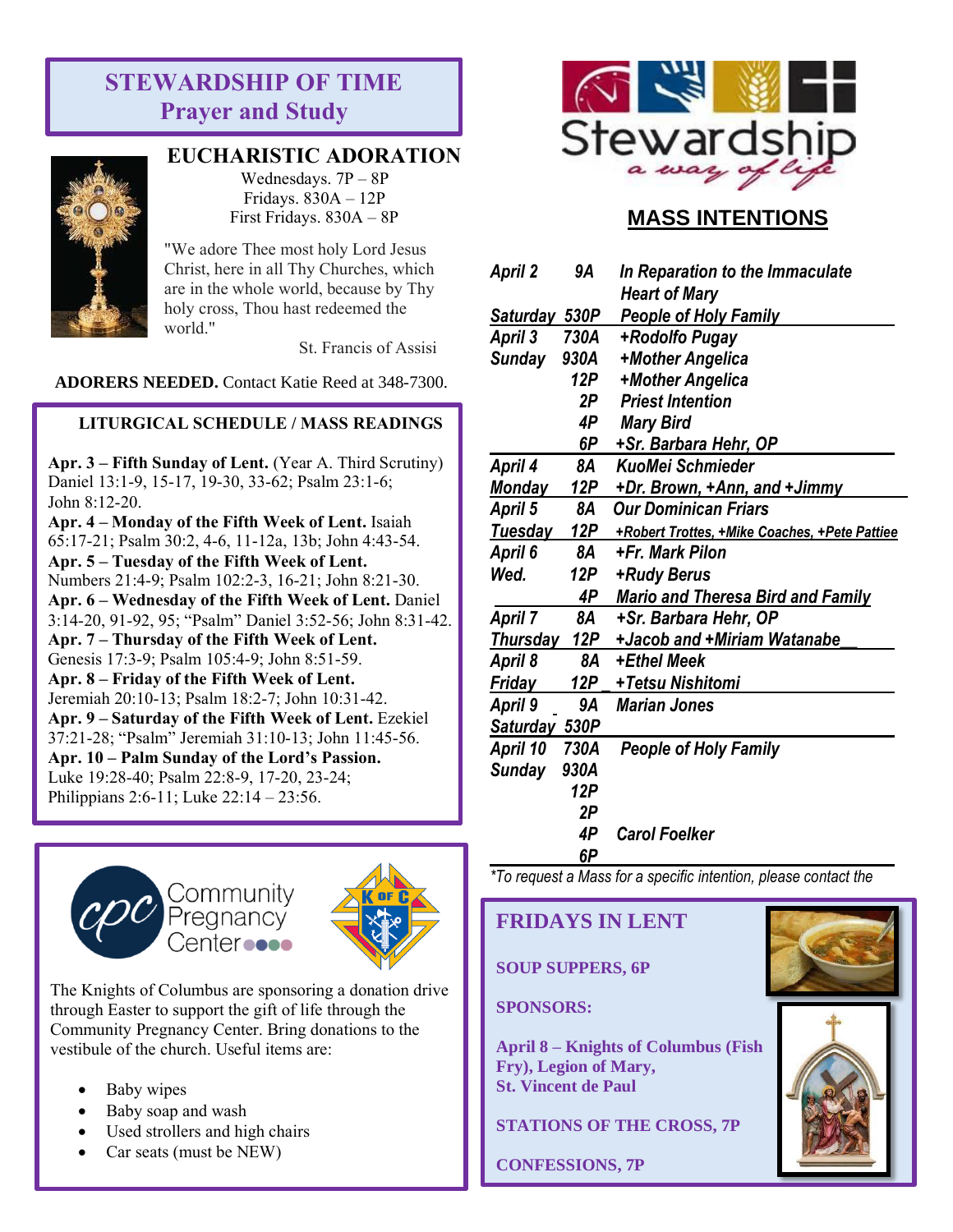# STEWARDSHIP OF TIME
## Prayer and Study

### EUCHARISTIC ADORATION

Wednesdays. 7P – 8P
Fridays. 830A – 12P
First Fridays. 830A – 8P

"We adore Thee most holy Lord Jesus Christ, here in all Thy Churches, which are in the whole world, because by Thy holy cross, Thou hast redeemed the world."

St. Francis of Assisi

**ADORERS NEEDED.** Contact Katie Reed at 348-7300.

### LITURGICAL SCHEDULE / MASS READINGS

**Apr. 3 – Fifth Sunday of Lent.** (Year A. Third Scrutiny) Daniel 13:1-9, 15-17, 19-30, 33-62; Psalm 23:1-6; John 8:12-20.
**Apr. 4 – Monday of the Fifth Week of Lent.** Isaiah 65:17-21; Psalm 30:2, 4-6, 11-12a, 13b; John 4:43-54.
**Apr. 5 – Tuesday of the Fifth Week of Lent.** Numbers 21:4-9; Psalm 102:2-3, 16-21; John 8:21-30.
**Apr. 6 – Wednesday of the Fifth Week of Lent.** Daniel 3:14-20, 91-92, 95; "Psalm" Daniel 3:52-56; John 8:31-42.
**Apr. 7 – Thursday of the Fifth Week of Lent.** Genesis 17:3-9; Psalm 105:4-9; John 8:51-59.
**Apr. 8 – Friday of the Fifth Week of Lent.** Jeremiah 20:10-13; Psalm 18:2-7; John 10:31-42.
**Apr. 9 – Saturday of the Fifth Week of Lent.** Ezekiel 37:21-28; "Psalm" Jeremiah 31:10-13; John 11:45-56.
**Apr. 10 – Palm Sunday of the Lord's Passion.** Luke 19:28-40; Psalm 22:8-9, 17-20, 23-24; Philippians 2:6-11; Luke 22:14 – 23:56.

Community Pregnancy Center

The Knights of Columbus are sponsoring a donation drive through Easter to support the gift of life through the Community Pregnancy Center. Bring donations to the vestibule of the church. Useful items are:

- Baby wipes
- Baby soap and wash
- Used strollers and high chairs
- Car seats (must be NEW)

Stewardship *a way of life*

## MASS INTENTIONS

| | | |
|---|---|---|
| *April 2* | *9A* | *In Reparation to the Immaculate Heart of Mary* |
| *Saturday* | *530P* | *People of Holy Family* |
| *April 3* | *730A* | *+Rodolfo Pugay* |
| *Sunday* | *930A* | *+Mother Angelica* |
| | *12P* | *+Mother Angelica* |
| | *2P* | *Priest Intention* |
| | *4P* | *Mary Bird* |
| | *6P* | *+Sr. Barbara Hehr, OP* |
| *April 4* | *8A* | *KuoMei Schmieder* |
| *Monday* | *12P* | *+Dr. Brown, +Ann, and +Jimmy* |
| *April 5* | *8A* | *Our Dominican Friars* |
| *Tuesday* | *12P* | *+Robert Trottes, +Mike Coaches, +Pete Pattiee* |
| *April 6* | *8A* | *+Fr. Mark Pilon* |
| *Wed.* | *12P* | *+Rudy Berus* |
| | *4P* | *Mario and Theresa Bird and Family* |
| *April 7* | *8A* | *+Sr. Barbara Hehr, OP* |
| *Thursday* | *12P* | *+Jacob and +Miriam Watanabe* |
| *April 8* | *8A* | *+Ethel Meek* |
| *Friday* | *12P* | *+Tetsu Nishitomi* |
| *April 9* | *9A* | *Marian Jones* |
| *Saturday* | *530P* | |
| *April 10* | *730A* | *People of Holy Family* |
| *Sunday* | *930A* | |
| | *12P* | |
| | *2P* | |
| | *4P* | *Carol Foelker* |
| | *6P* | |

*\*To request a Mass for a specific intention, please contact the*

## FRIDAYS IN LENT

**SOUP SUPPERS, 6P**

**SPONSORS:**

**April 8 – Knights of Columbus (Fish Fry), Legion of Mary, St. Vincent de Paul**

**STATIONS OF THE CROSS, 7P**

**CONFESSIONS, 7P**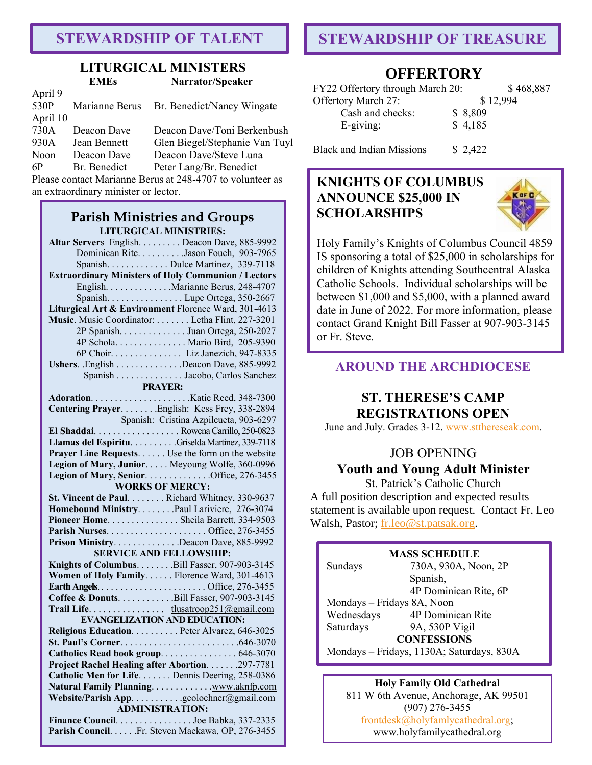## STEWARDSHIP OF TALENT

### LITURGICAL MINISTERS

| | EMEs | Narrator/Speaker |
|---|---|---|
| April 9 | | |
| 530P | Marianne Berus | Br. Benedict/Nancy Wingate |
| April 10 | | |
| 730A | Deacon Dave | Deacon Dave/Toni Berkenbush |
| 930A | Jean Bennett | Glen Biegel/Stephanie Van Tuyl |
| Noon | Deacon Dave | Deacon Dave/Steve Luna |
| 6P | Br. Benedict | Peter Lang/Br. Benedict |

Please contact Marianne Berus at 248-4707 to volunteer as an extraordinary minister or lector.

### Parish Ministries and Groups

**LITURGICAL MINISTRIES:**

**Altar Servers** English. . . . . . . . . Deacon Dave, 885-9992
Dominican Rite. . . . . . . . . .Jason Fouch, 903-7965
Spanish. . . . . . . . . . . . Dulce Martinez, 339-7118
**Extraordinary Ministers of Holy Communion / Lectors**
English. . . . . . . . . . . . .Marianne Berus, 248-4707
Spanish. . . . . . . . . . . . . . . Lupe Ortega, 350-2667
**Liturgical Art & Environment** Florence Ward, 301-4613
**Music**. Music Coordinator: . . . . . . . Letha Flint, 227-3201
2P Spanish. . . . . . . . . . . . . Juan Ortega, 250-2027
4P Schola. . . . . . . . . . . . . . Mario Bird, 205-9390
6P Choir. . . . . . . . . . . . . . Liz Janezich, 947-8335
**Ushers**. .English . . . . . . . . . . . . .Deacon Dave, 885-9992
Spanish . . . . . . . . . . . . . Jacobo, Carlos Sanchez

**PRAYER:**

**Adoration**. . . . . . . . . . . . . . . . . . . .Katie Reed, 348-7300
**Centering Prayer**. . . . . . . .English: Kess Frey, 338-2894
Spanish: Cristina Azpilcueta, 903-6297
**El Shaddai**. . . . . . . . . . . . . . . . . Rowena Carrillo, 250-0823
**Llamas del Espiritu**. . . . . . . . . .Griselda Martinez, 339-7118
**Prayer Line Requests**. . . . . . Use the form on the website
**Legion of Mary, Junior**. . . . . Meyoung Wolfe, 360-0996
**Legion of Mary, Senior**. . . . . . . . . . . . . .Office, 276-3455

**WORKS OF MERCY:**

**St. Vincent de Paul**. . . . . . . . Richard Whitney, 330-9637
**Homebound Ministry**. . . . . . . .Paul Lariviere, 276-3074
**Pioneer Home**. . . . . . . . . . . . . . . Sheila Barrett, 334-9503
**Parish Nurses**. . . . . . . . . . . . . . . . . . . . . Office, 276-3455
**Prison Ministry**. . . . . . . . . . . . . .Deacon Dave, 885-9992

**SERVICE AND FELLOWSHIP:**

**Knights of Columbus**. . . . . . . .Bill Fasser, 907-903-3145
**Women of Holy Family**. . . . . . Florence Ward, 301-4613
**Earth Angels**. . . . . . . . . . . . . . . . . . . . . . Office, 276-3455
**Coffee & Donuts**. . . . . . . . . . . .Bill Fasser, 907-903-3145
**Trail Life**. . . . . . . . . . . . . . . . tlusatroop251@gmail.com

**EVANGELIZATION AND EDUCATION:**

**Religious Education**. . . . . . . . . . Peter Alvarez, 646-3025
**St. Paul's Corner**. . . . . . . . . . . . . . . . . . . . . . . . .646-3070
**Catholics Read book group**. . . . . . . . . . . . . . . . 646-3070
**Project Rachel Healing after Abortion**. . . . . . .297-7781
**Catholic Men for Life**. . . . . . . Dennis Deering, 258-0386
**Natural Family Planning**. . . . . . . . . . . .www.aknfp.com
**Website/Parish App**. . . . . . . . . . .geolochner@gmail.com

**ADMINISTRATION:**

**Finance Council**. . . . . . . . . . . . . . . . Joe Babka, 337-2335
**Parish Council**. . . . . .Fr. Steven Maekawa, OP, 276-3455

## STEWARDSHIP OF TREASURE

### OFFERTORY

| | | |
|---|---|---|
| FY22 Offertory through March 20: | | $ 468,887 |
| Offertory March 27: | $ 12,994 | |
| Cash and checks: | $ 8,809 | |
| E-giving: | $ 4,185 | |
| Black and Indian Missions | $ 2,422 | |

### KNIGHTS OF COLUMBUS ANNOUNCE $25,000 IN SCHOLARSHIPS

Holy Family's Knights of Columbus Council 4859 IS sponsoring a total of $25,000 in scholarships for children of Knights attending Southcentral Alaska Catholic Schools. Individual scholarships will be between $1,000 and $5,000, with a planned award date in June of 2022. For more information, please contact Grand Knight Bill Fasser at 907-903-3145 or Fr. Steve.

## AROUND THE ARCHDIOCESE

### ST. THERESE'S CAMP REGISTRATIONS OPEN

June and July. Grades 3-12. www.stthereseak.com.

### JOB OPENING
### Youth and Young Adult Minister

St. Patrick's Catholic Church

A full position description and expected results statement is available upon request. Contact Fr. Leo Walsh, Pastor; fr.leo@st.patsak.org.

**MASS SCHEDULE**

Sundays 730A, 930A, Noon, 2P Spanish, 4P Dominican Rite, 6P
Mondays – Fridays 8A, Noon
Wednesdays 4P Dominican Rite
Saturdays 9A, 530P Vigil

**CONFESSIONS**

Mondays – Fridays, 1130A; Saturdays, 830A

**Holy Family Old Cathedral**
811 W 6th Avenue, Anchorage, AK 99501
(907) 276-3455
frontdesk@holyfamlycathedral.org;
www.holyfamilycathedral.org